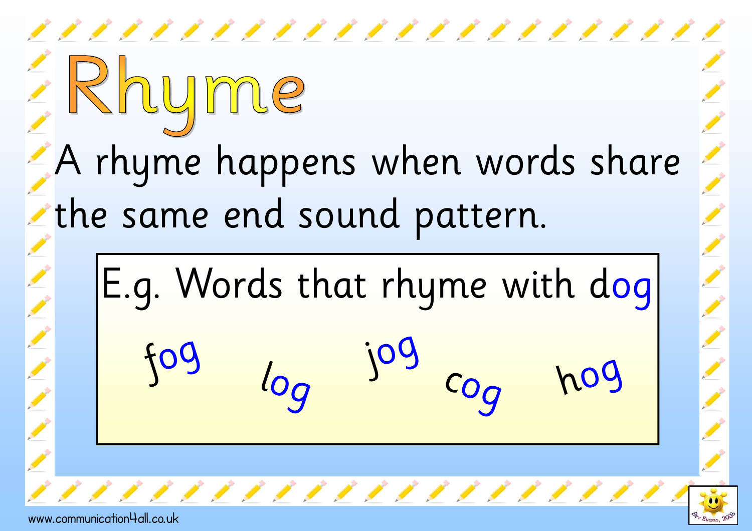# Rhyme

A rhyme happens when words share the same end sound pattern.

E.g. Words that rhyme with dog

fog log jog cog hog

www.communication4all.co.uk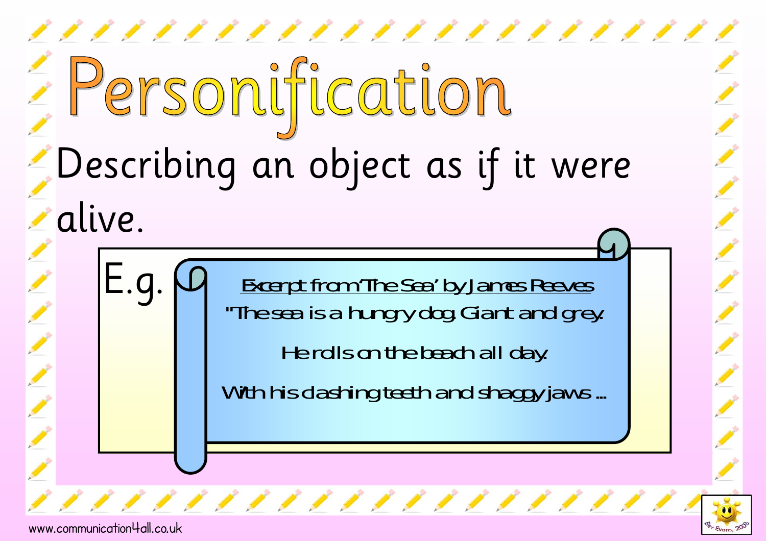# Personification

Describing an object as if it were alive.

E.g.

Excerpt from 'The Sea' by James Reeves

"The sea is a hungry dog. Giant and grey.

He rolls on the beach all day.

With his clashing teeth and shaggy jaws ...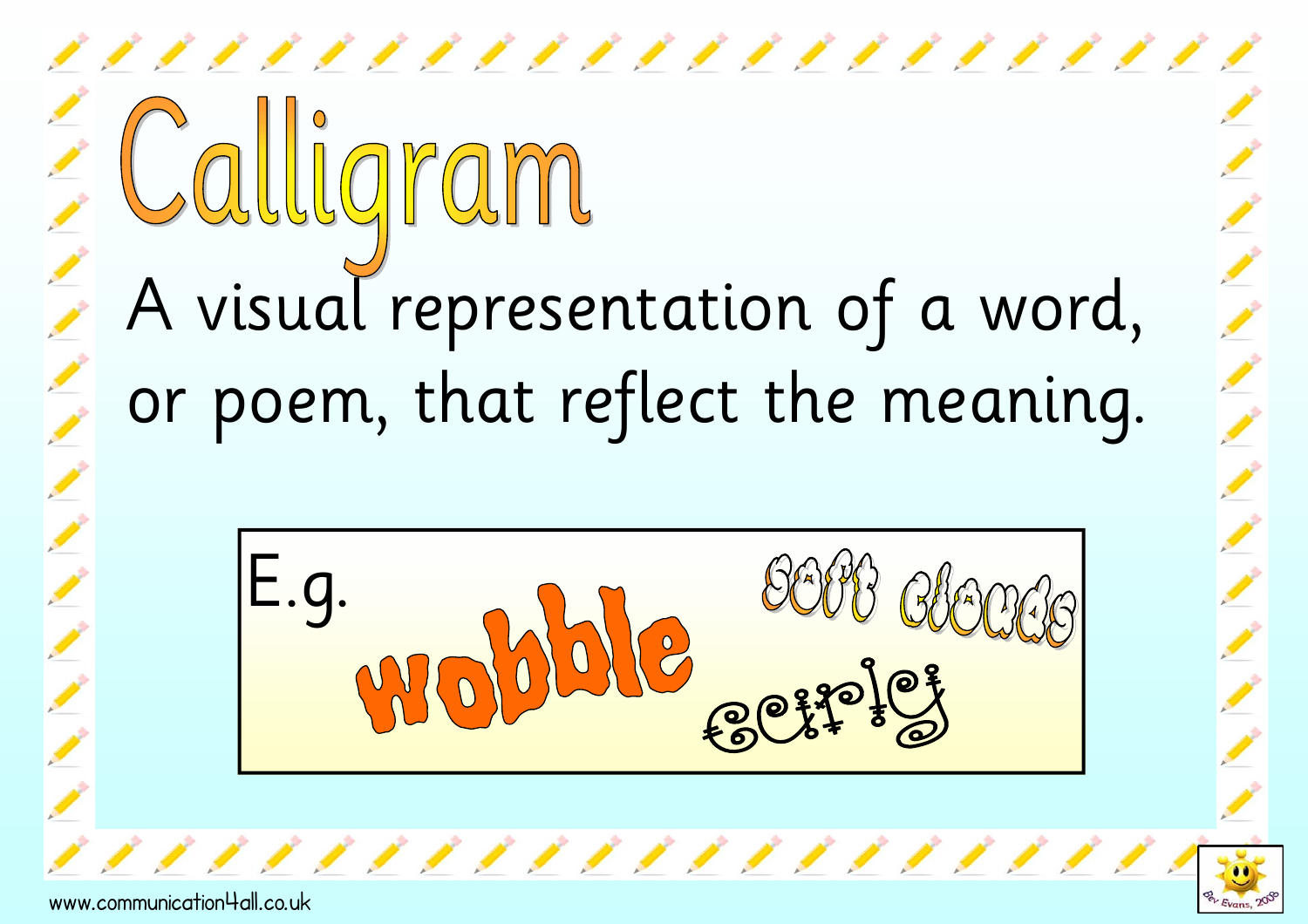# Calligram

A visual representation of a word, or poem, that reflect the meaning.

E.g. wobble soft clouds eerie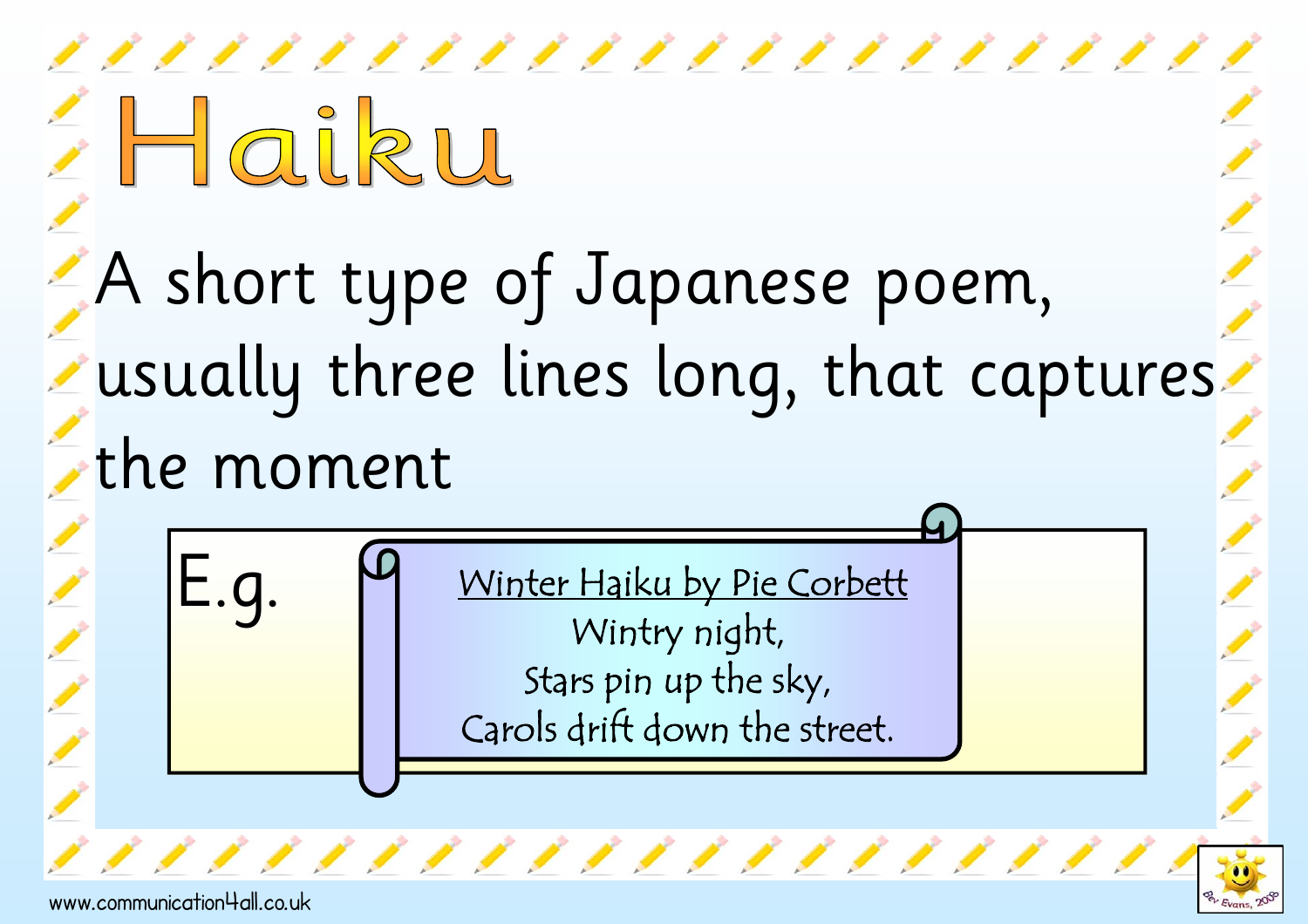# Haiku

A short type of Japanese poem, usually three lines long, that captures the moment

E.g.

Winter Haiku by Pie Corbett

Wintry night,
Stars pin up the sky,
Carols drift down the street.

www.communication4all.co.uk

Bev Evans, 2008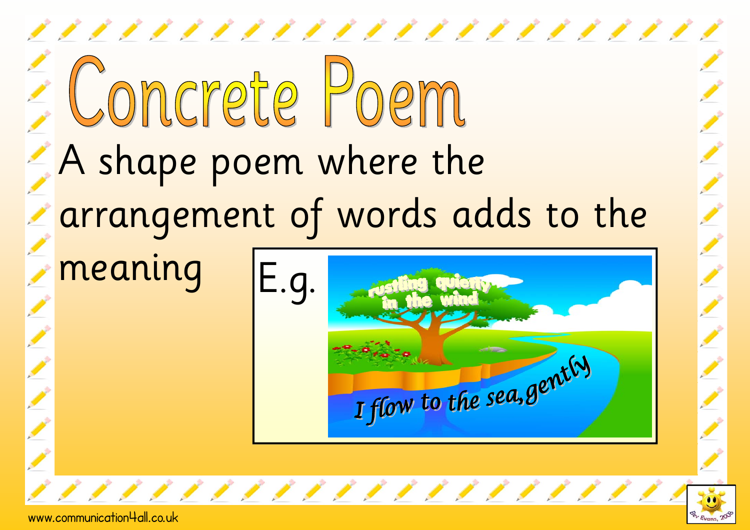# Concrete Poem

A shape poem where the arrangement of words adds to the meaning

E.g.

rustling quietly in the wind

I flow to the sea, gently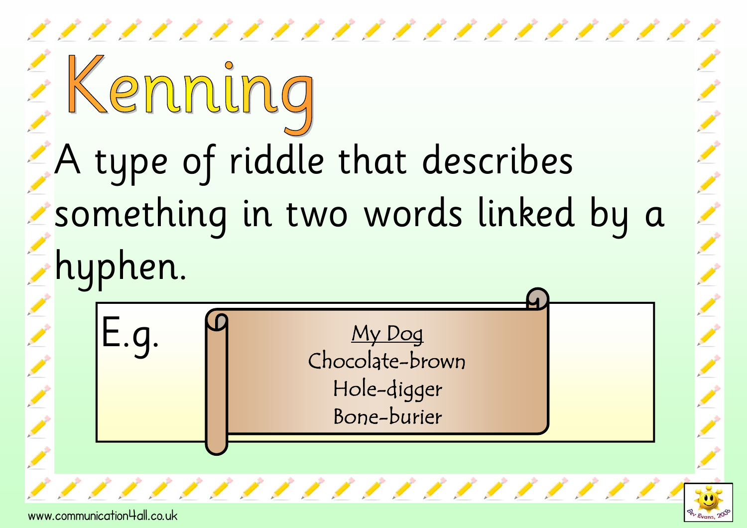# Kenning

A type of riddle that describes something in two words linked by a hyphen.

E.g.

My Dog

Chocolate-brown
Hole-digger
Bone-burier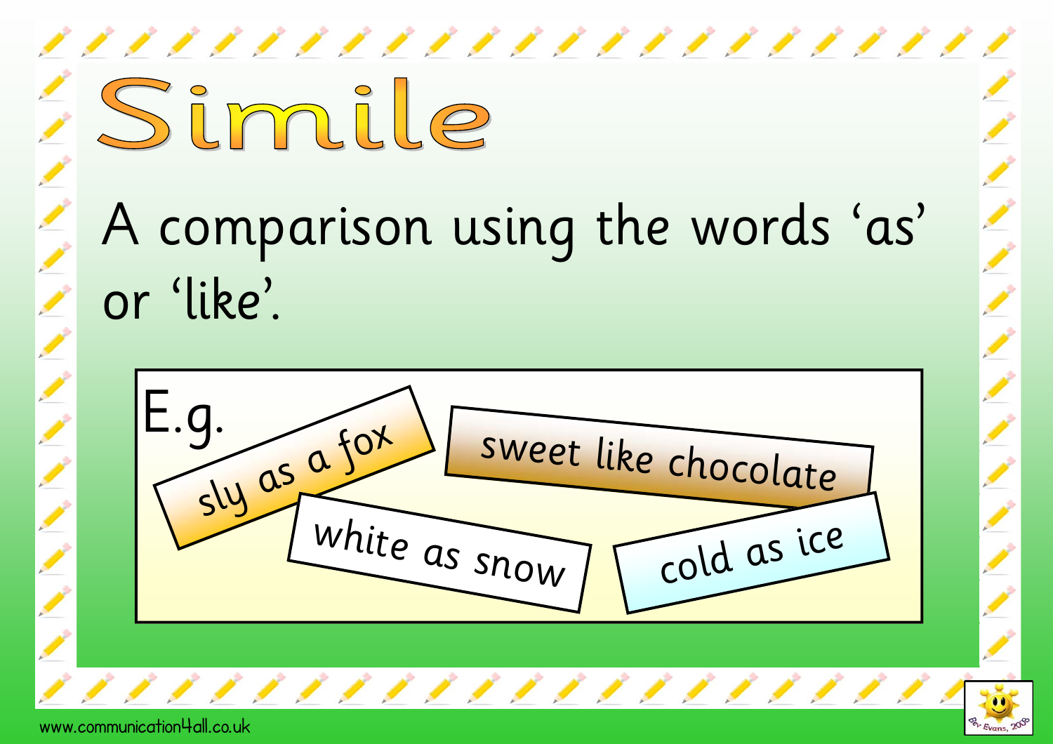# Simile

A comparison using the words 'as' or 'like'.

E.g.

- sly as a fox
- sweet like chocolate
- white as snow
- cold as ice

www.communication4all.co.uk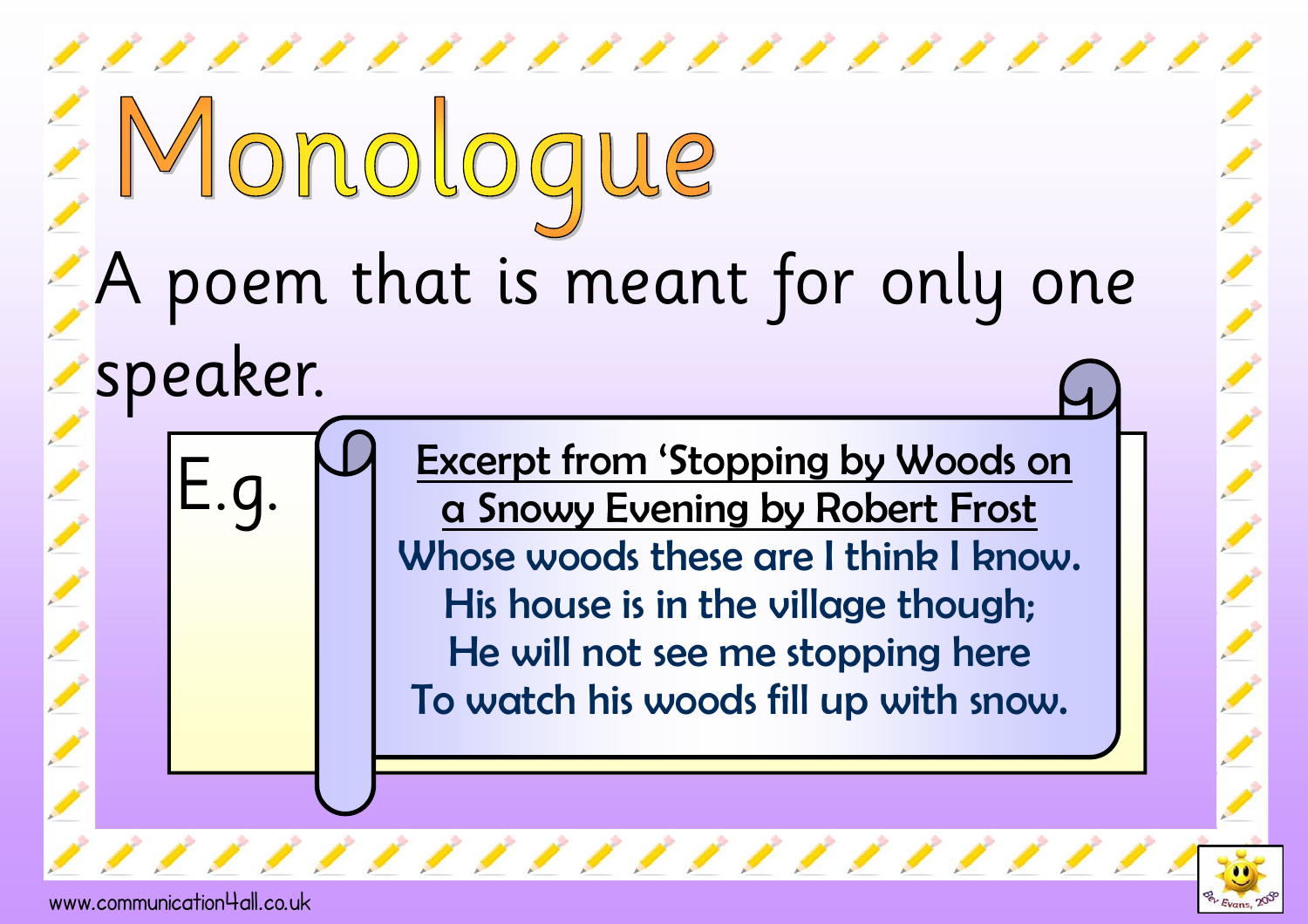# Monologue

A poem that is meant for only one speaker.

E.g.

**Excerpt from 'Stopping by Woods on a Snowy Evening by Robert Frost**

Whose woods these are I think I know.
His house is in the village though;
He will not see me stopping here
To watch his woods fill up with snow.

www.communication4all.co.uk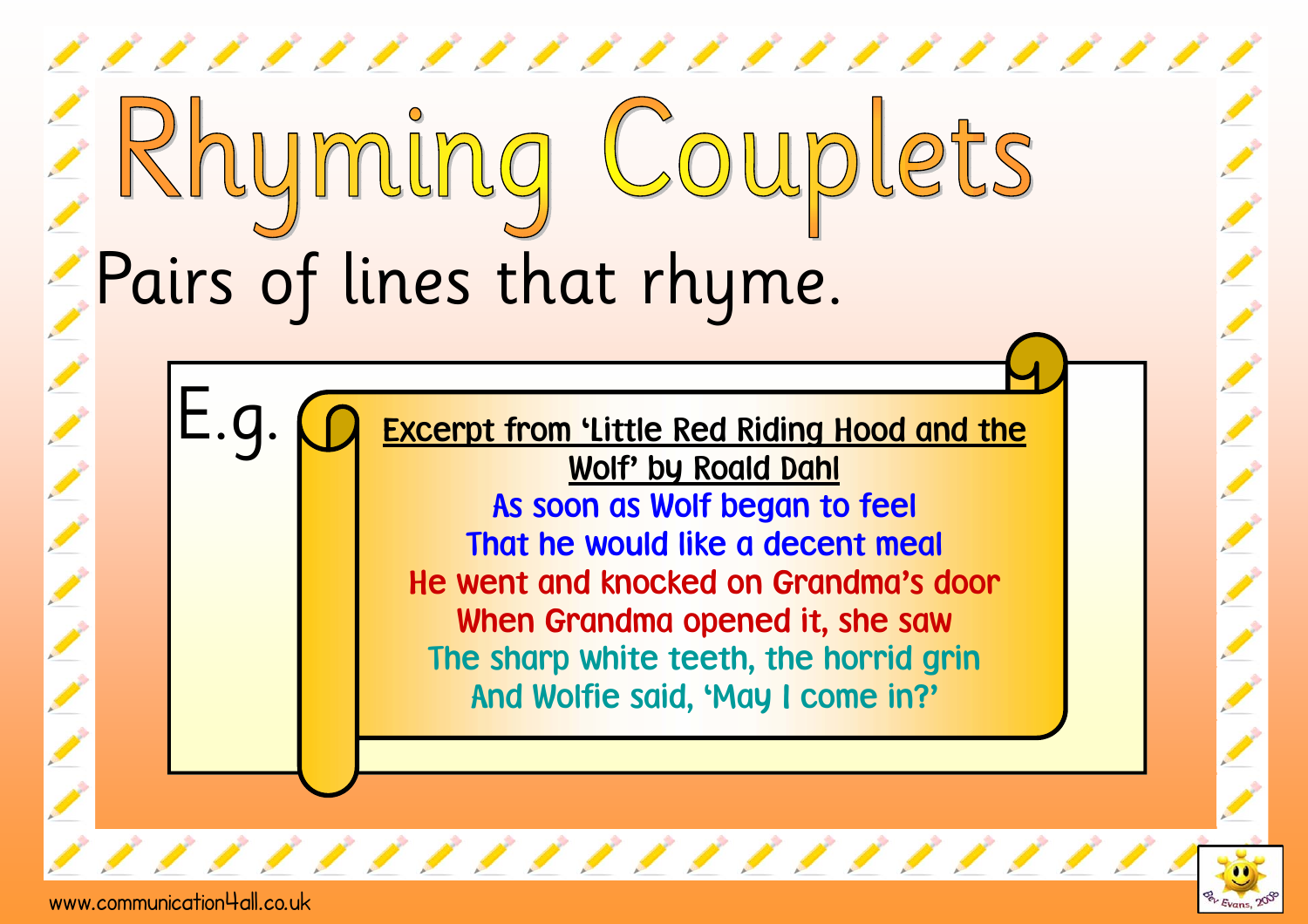# Rhyming Couplets

Pairs of lines that rhyme.

E.g.

**Excerpt from 'Little Red Riding Hood and the Wolf' by Roald Dahl**

As soon as Wolf began to feel
That he would like a decent meal
He went and knocked on Grandma's door
When Grandma opened it, she saw
The sharp white teeth, the horrid grin
And Wolfie said, 'May I come in?'

www.communication4all.co.uk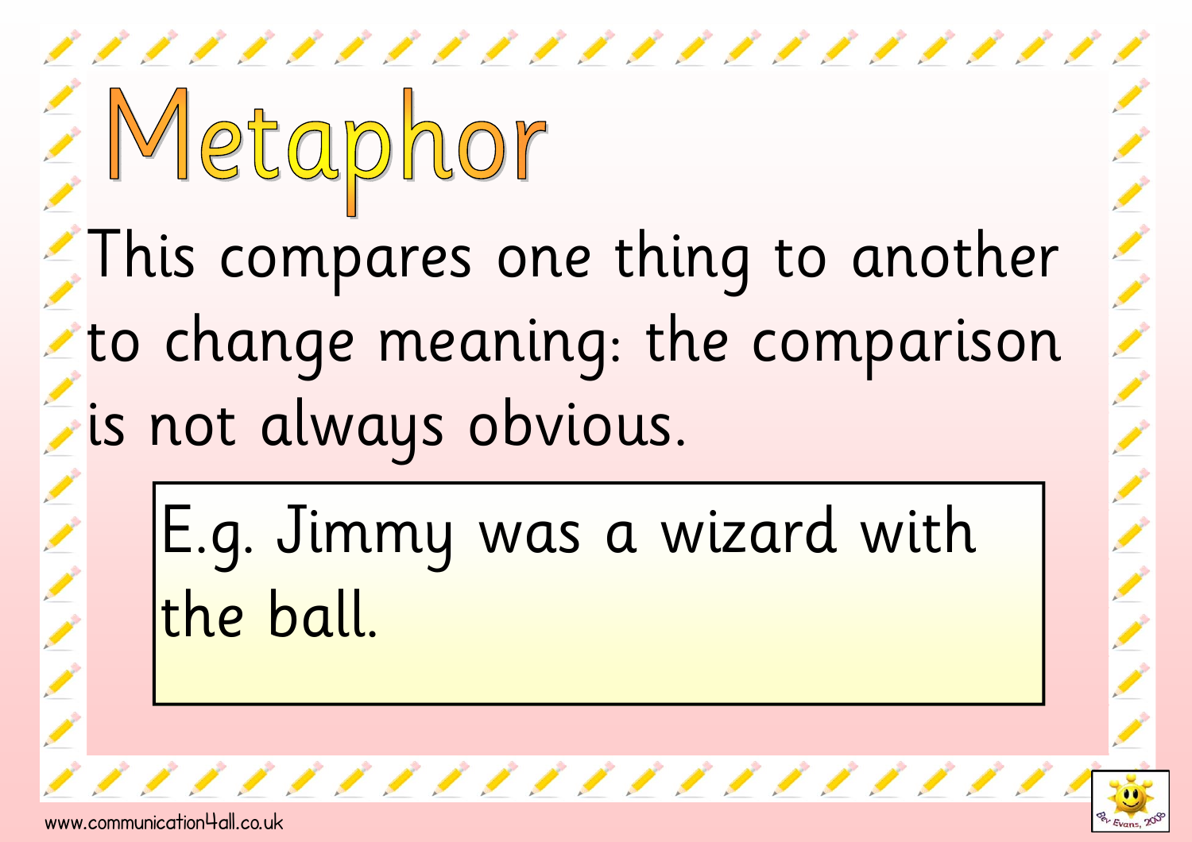# Metaphor

This compares one thing to another to change meaning: the comparison is not always obvious.

> E.g. Jimmy was a wizard with the ball.

www.communication4all.co.uk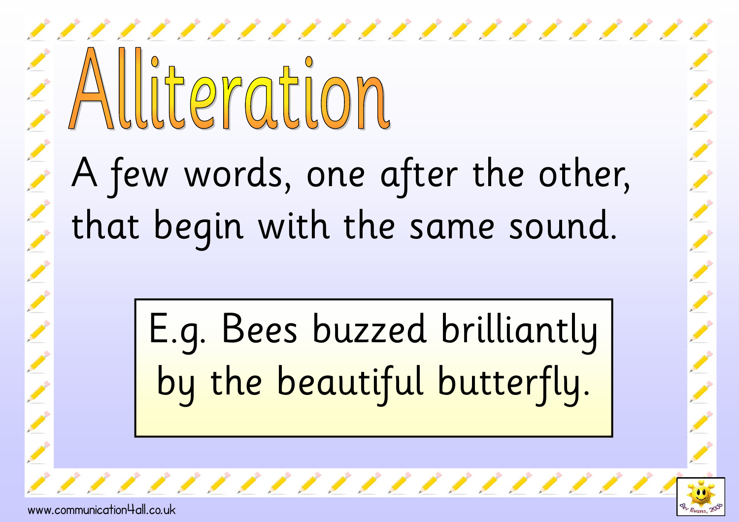# Alliteration

A few words, one after the other, that begin with the same sound.

E.g. Bees buzzed brilliantly by the beautiful butterfly.

www.communication4all.co.uk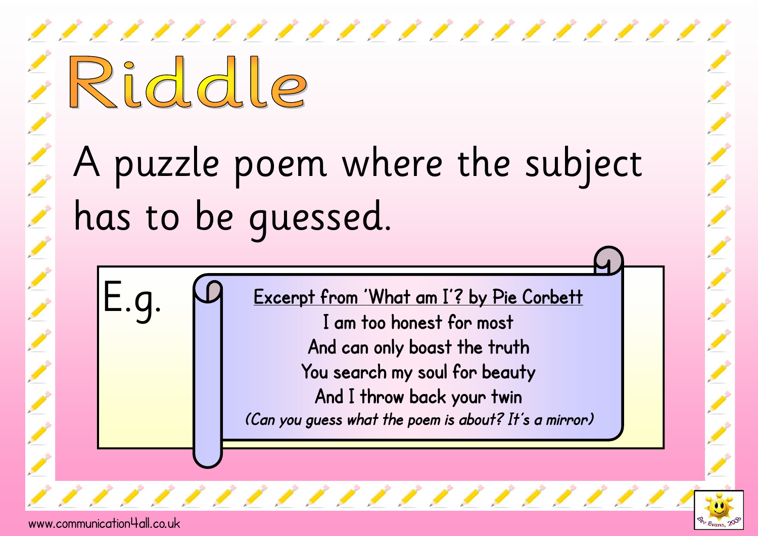# Riddle

A puzzle poem where the subject has to be guessed.

E.g.

Excerpt from 'What am I'? by Pie Corbett

I am too honest for most
And can only boast the truth
You search my soul for beauty
And I throw back your twin

*(Can you guess what the poem is about? It's a mirror)*

www.communication4all.co.uk